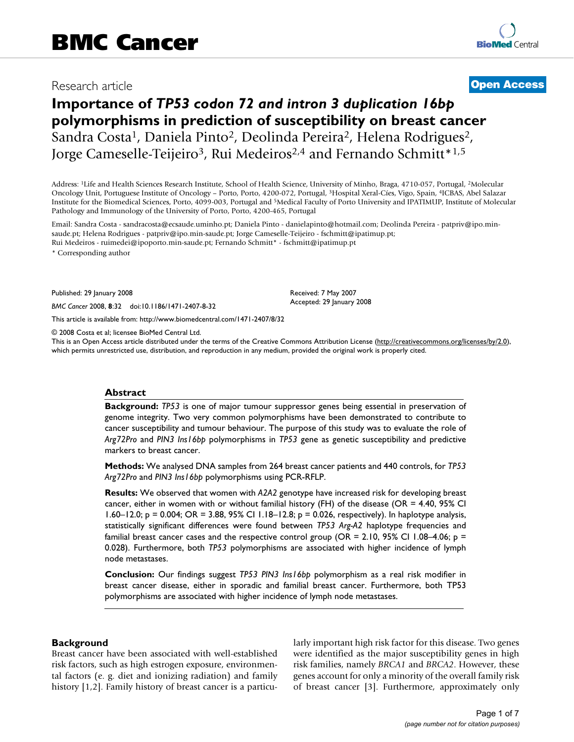BMC Cancer

Research article

**Open Access**

# Importance of *TP53 codon 72 and intron 3 duplication 16bp* polymorphisms in prediction of susceptibility on breast cancer

Sandra Costa[1], Daniela Pinto[2], Deolinda Pereira[2], Helena Rodrigues[2], Jorge Cameselle-Teijeiro[3], Rui Medeiros[2,4] and Fernando Schmitt*[1,5]

Address: [1]Life and Health Sciences Research Institute, School of Health Science, University of Minho, Braga, 4710-057, Portugal, [2]Molecular Oncology Unit, Portuguese Institute of Oncology – Porto, Porto, 4200-072, Portugal, [3]Hospital Xeral-Cíes, Vigo, Spain, [4]ICBAS, Abel Salazar Institute for the Biomedical Sciences, Porto, 4099-003, Portugal and [5]Medical Faculty of Porto University and IPATIMUP, Institute of Molecular Pathology and Immunology of the University of Porto, Porto, 4200-465, Portugal

Email: Sandra Costa - sandracosta@ecsaude.uminho.pt; Daniela Pinto - danielapinto@hotmail.com; Deolinda Pereira - patpriv@ipo.min-saude.pt; Helena Rodrigues - patpriv@ipo.min-saude.pt; Jorge Cameselle-Teijeiro - fschmitt@ipatimup.pt; Rui Medeiros - ruimedei@ipoporto.min-saude.pt; Fernando Schmitt* - fschmitt@ipatimup.pt

* Corresponding author

Published: 29 January 2008

*BMC Cancer* 2008, **8**:32 doi:10.1186/1471-2407-8-32

Received: 7 May 2007
Accepted: 29 January 2008

This article is available from: http://www.biomedcentral.com/1471-2407/8/32

© 2008 Costa et al; licensee BioMed Central Ltd.
This is an Open Access article distributed under the terms of the Creative Commons Attribution License (http://creativecommons.org/licenses/by/2.0), which permits unrestricted use, distribution, and reproduction in any medium, provided the original work is properly cited.

## Abstract

**Background:** *TP53* is one of major tumour suppressor genes being essential in preservation of genome integrity. Two very common polymorphisms have been demonstrated to contribute to cancer susceptibility and tumour behaviour. The purpose of this study was to evaluate the role of *Arg72Pro* and *PIN3 Ins16bp* polymorphisms in *TP53* gene as genetic susceptibility and predictive markers to breast cancer.

**Methods:** We analysed DNA samples from 264 breast cancer patients and 440 controls, for *TP53 Arg72Pro* and *PIN3 Ins16bp* polymorphisms using PCR-RFLP.

**Results:** We observed that women with *A2A2* genotype have increased risk for developing breast cancer, either in women with or without familial history (FH) of the disease (OR = 4.40, 95% CI 1.60–12.0; p = 0.004; OR = 3.88, 95% CI 1.18–12.8; p = 0.026, respectively). In haplotype analysis, statistically significant differences were found between *TP53 Arg-A2* haplotype frequencies and familial breast cancer cases and the respective control group (OR = 2.10, 95% CI 1.08–4.06; p = 0.028). Furthermore, both *TP53* polymorphisms are associated with higher incidence of lymph node metastases.

**Conclusion:** Our findings suggest *TP53 PIN3 Ins16bp* polymorphism as a real risk modifier in breast cancer disease, either in sporadic and familial breast cancer. Furthermore, both TP53 polymorphisms are associated with higher incidence of lymph node metastases.

## Background

Breast cancer have been associated with well-established risk factors, such as high estrogen exposure, environmental factors (e. g. diet and ionizing radiation) and family history [1,2]. Family history of breast cancer is a particularly important high risk factor for this disease. Two genes were identified as the major susceptibility genes in high risk families, namely *BRCA1* and *BRCA2*. However, these genes account for only a minority of the overall family risk of breast cancer [3]. Furthermore, approximately only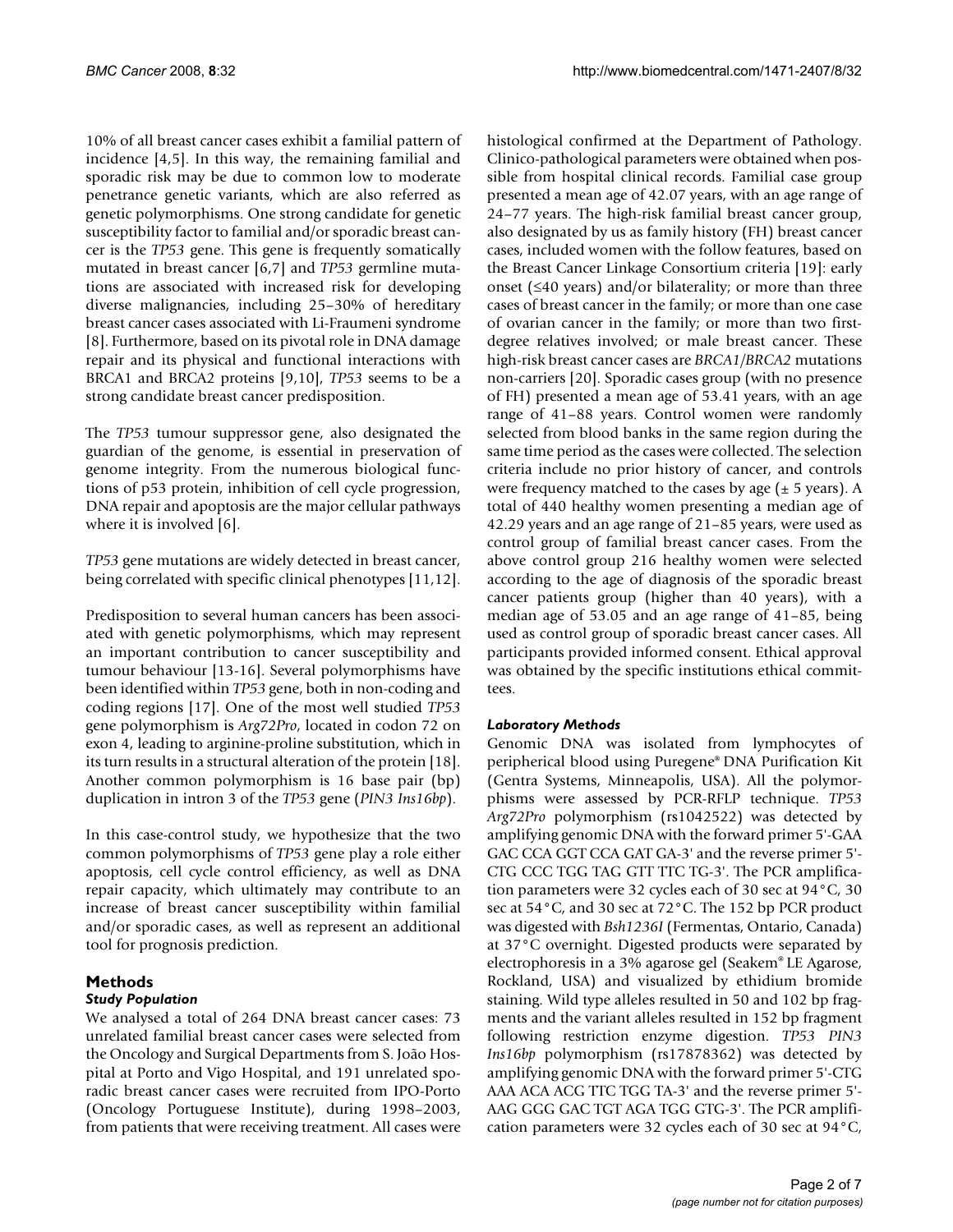10% of all breast cancer cases exhibit a familial pattern of incidence [4,5]. In this way, the remaining familial and sporadic risk may be due to common low to moderate penetrance genetic variants, which are also referred as genetic polymorphisms. One strong candidate for genetic susceptibility factor to familial and/or sporadic breast cancer is the *TP53* gene. This gene is frequently somatically mutated in breast cancer [6,7] and *TP53* germline mutations are associated with increased risk for developing diverse malignancies, including 25–30% of hereditary breast cancer cases associated with Li-Fraumeni syndrome [8]. Furthermore, based on its pivotal role in DNA damage repair and its physical and functional interactions with BRCA1 and BRCA2 proteins [9,10], *TP53* seems to be a strong candidate breast cancer predisposition.

The *TP53* tumour suppressor gene, also designated the guardian of the genome, is essential in preservation of genome integrity. From the numerous biological functions of p53 protein, inhibition of cell cycle progression, DNA repair and apoptosis are the major cellular pathways where it is involved [6].

*TP53* gene mutations are widely detected in breast cancer, being correlated with specific clinical phenotypes [11,12].

Predisposition to several human cancers has been associated with genetic polymorphisms, which may represent an important contribution to cancer susceptibility and tumour behaviour [13-16]. Several polymorphisms have been identified within *TP53* gene, both in non-coding and coding regions [17]. One of the most well studied *TP53* gene polymorphism is *Arg72Pro*, located in codon 72 on exon 4, leading to arginine-proline substitution, which in its turn results in a structural alteration of the protein [18]. Another common polymorphism is 16 base pair (bp) duplication in intron 3 of the *TP53* gene (*PIN3 Ins16bp*).

In this case-control study, we hypothesize that the two common polymorphisms of *TP53* gene play a role either apoptosis, cell cycle control efficiency, as well as DNA repair capacity, which ultimately may contribute to an increase of breast cancer susceptibility within familial and/or sporadic cases, as well as represent an additional tool for prognosis prediction.

## Methods

### Study Population

We analysed a total of 264 DNA breast cancer cases: 73 unrelated familial breast cancer cases were selected from the Oncology and Surgical Departments from S. João Hospital at Porto and Vigo Hospital, and 191 unrelated sporadic breast cancer cases were recruited from IPO-Porto (Oncology Portuguese Institute), during 1998–2003, from patients that were receiving treatment. All cases were histological confirmed at the Department of Pathology. Clinico-pathological parameters were obtained when possible from hospital clinical records. Familial case group presented a mean age of 42.07 years, with an age range of 24–77 years. The high-risk familial breast cancer group, also designated by us as family history (FH) breast cancer cases, included women with the follow features, based on the Breast Cancer Linkage Consortium criteria [19]: early onset (≤40 years) and/or bilaterality; or more than three cases of breast cancer in the family; or more than one case of ovarian cancer in the family; or more than two first-degree relatives involved; or male breast cancer. These high-risk breast cancer cases are *BRCA1*/*BRCA2* mutations non-carriers [20]. Sporadic cases group (with no presence of FH) presented a mean age of 53.41 years, with an age range of 41–88 years. Control women were randomly selected from blood banks in the same region during the same time period as the cases were collected. The selection criteria include no prior history of cancer, and controls were frequency matched to the cases by age (± 5 years). A total of 440 healthy women presenting a median age of 42.29 years and an age range of 21–85 years, were used as control group of familial breast cancer cases. From the above control group 216 healthy women were selected according to the age of diagnosis of the sporadic breast cancer patients group (higher than 40 years), with a median age of 53.05 and an age range of 41–85, being used as control group of sporadic breast cancer cases. All participants provided informed consent. Ethical approval was obtained by the specific institutions ethical committees.

### Laboratory Methods

Genomic DNA was isolated from lymphocytes of peripheral blood using Puregene® DNA Purification Kit (Gentra Systems, Minneapolis, USA). All the polymorphisms were assessed by PCR-RFLP technique. *TP53 Arg72Pro* polymorphism (rs1042522) was detected by amplifying genomic DNA with the forward primer 5'-GAA GAC CCA GGT CCA GAT GA-3' and the reverse primer 5'-CTG CCC TGG TAG GTT TTC TG-3'. The PCR amplification parameters were 32 cycles each of 30 sec at 94°C, 30 sec at 54°C, and 30 sec at 72°C. The 152 bp PCR product was digested with *Bsh1236I* (Fermentas, Ontario, Canada) at 37°C overnight. Digested products were separated by electrophoresis in a 3% agarose gel (Seakem® LE Agarose, Rockland, USA) and visualized by ethidium bromide staining. Wild type alleles resulted in 50 and 102 bp fragments and the variant alleles resulted in 152 bp fragment following restriction enzyme digestion. *TP53 PIN3 Ins16bp* polymorphism (rs17878362) was detected by amplifying genomic DNA with the forward primer 5'-CTG AAA ACA ACG TTC TGG TA-3' and the reverse primer 5'-AAG GGG GAC TGT AGA TGG GTG-3'. The PCR amplification parameters were 32 cycles each of 30 sec at 94°C,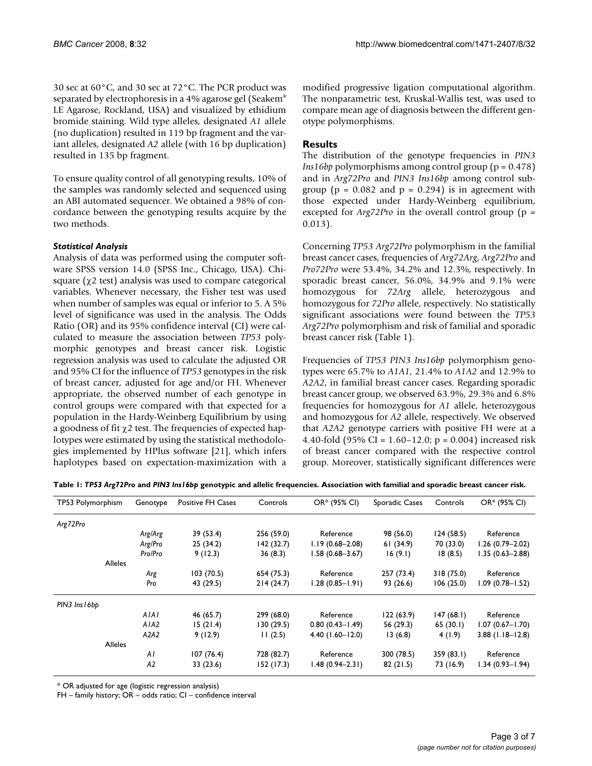30 sec at 60°C, and 30 sec at 72°C. The PCR product was separated by electrophoresis in a 4% agarose gel (Seakem® LE Agarose, Rockland, USA) and visualized by ethidium bromide staining. Wild type alleles, designated *A1* allele (no duplication) resulted in 119 bp fragment and the variant alleles, designated *A2* allele (with 16 bp duplication) resulted in 135 bp fragment.

To ensure quality control of all genotyping results, 10% of the samples was randomly selected and sequenced using an ABI automated sequencer. We obtained a 98% of concordance between the genotyping results acquire by the two methods.

### *Statistical Analysis*

Analysis of data was performed using the computer software SPSS version 14.0 (SPSS Inc., Chicago, USA). Chi-square ($\chi 2$ test) analysis was used to compare categorical variables. Whenever necessary, the Fisher test was used when number of samples was equal or inferior to 5. A 5% level of significance was used in the analysis. The Odds Ratio (OR) and its 95% confidence interval (CI) were calculated to measure the association between *TP53* polymorphic genotypes and breast cancer risk. Logistic regression analysis was used to calculate the adjusted OR and 95% CI for the influence of *TP53* genotypes in the risk of breast cancer, adjusted for age and/or FH. Whenever appropriate, the observed number of each genotype in control groups were compared with that expected for a population in the Hardy-Weinberg Equilibrium by using a goodness of fit $\chi 2$ test. The frequencies of expected haplotypes were estimated by using the statistical methodologies implemented by HPlus software [21], which infers haplotypes based on expectation-maximization with a modified progressive ligation computational algorithm. The nonparametric test, Kruskal-Wallis test, was used to compare mean age of diagnosis between the different genotype polymorphisms.

## Results

The distribution of the genotype frequencies in *PIN3 Ins16bp* polymorphisms among control group (p = 0.478) and in *Arg72Pro* and *PIN3 Ins16bp* among control subgroup (p = 0.082 and p = 0.294) is in agreement with those expected under Hardy-Weinberg equilibrium, excepted for *Arg72Pro* in the overall control group (p = 0.013).

Concerning *TP53 Arg72Pro* polymorphism in the familial breast cancer cases, frequencies of *Arg72Arg*, *Arg72Pro* and *Pro72Pro* were 53.4%, 34.2% and 12.3%, respectively. In sporadic breast cancer, 56.0%, 34.9% and 9.1% were homozygous for *72Arg* allele, heterozygous and homozygous for *72Pro* allele, respectively. No statistically significant associations were found between the *TP53 Arg72Pro* polymorphism and risk of familial and sporadic breast cancer risk (Table 1).

Frequencies of *TP53 PIN3 Ins16bp* polymorphism genotypes were 65.7% to *A1A1*, 21.4% to *A1A2* and 12.9% to *A2A2*, in familial breast cancer cases. Regarding sporadic breast cancer group, we observed 63.9%, 29.3% and 6.8% frequencies for homozygous for *A1* allele, heterozygous and homozygous for *A2* allele, respectively. We observed that *A2A2* genotype carriers with positive FH were at a 4.40-fold (95% CI = 1.60–12.0; p = 0.004) increased risk of breast cancer compared with the respective control group. Moreover, statistically significant differences were

**Table 1: *TP53 Arg72Pro* and *PIN3 Ins16bp* genotypic and allelic frequencies. Association with familial and sporadic breast cancer risk.**

| TP53 Polymorphism | Genotype | Positive FH Cases | Controls | OR* (95% CI) | Sporadic Cases | Controls | OR* (95% CI) |
|---|---|---|---|---|---|---|---|
| *Arg72Pro* | | | | | | | |
| | *Arg/Arg* | 39 (53.4) | 256 (59.0) | Reference | 98 (56.0) | 124 (58.5) | Reference |
| | *Arg/Pro* | 25 (34.2) | 142 (32.7) | 1.19 (0.68–2.08) | 61 (34.9) | 70 (33.0) | 1.26 (0.79–2.02) |
| | *Pro/Pro* | 9 (12.3) | 36 (8.3) | 1.58 (0.68–3.67) | 16 (9.1) | 18 (8.5) | 1.35 (0.63–2.88) |
| Alleles | | | | | | | |
| | *Arg* | 103 (70.5) | 654 (75.3) | Reference | 257 (73.4) | 318 (75.0) | Reference |
| | *Pro* | 43 (29.5) | 214 (24.7) | 1.28 (0.85–1.91) | 93 (26.6) | 106 (25.0) | 1.09 (0.78–1.52) |
| *PIN3 Ins16bp* | | | | | | | |
| | *A1A1* | 46 (65.7) | 299 (68.0) | Reference | 122 (63.9) | 147 (68.1) | Reference |
| | *A1A2* | 15 (21.4) | 130 (29.5) | 0.80 (0.43–1.49) | 56 (29.3) | 65 (30.1) | 1.07 (0.67–1.70) |
| | *A2A2* | 9 (12.9) | 11 (2.5) | 4.40 (1.60–12.0) | 13 (6.8) | 4 (1.9) | 3.88 (1.18–12.8) |
| Alleles | | | | | | | |
| | *A1* | 107 (76.4) | 728 (82.7) | Reference | 300 (78.5) | 359 (83.1) | Reference |
| | *A2* | 33 (23.6) | 152 (17.3) | 1.48 (0.94–2.31) | 82 (21.5) | 73 (16.9) | 1.34 (0.93–1.94) |

\* OR adjusted for age (logistic regression analysis)
FH – family history; OR – odds ratio; CI – confidence interval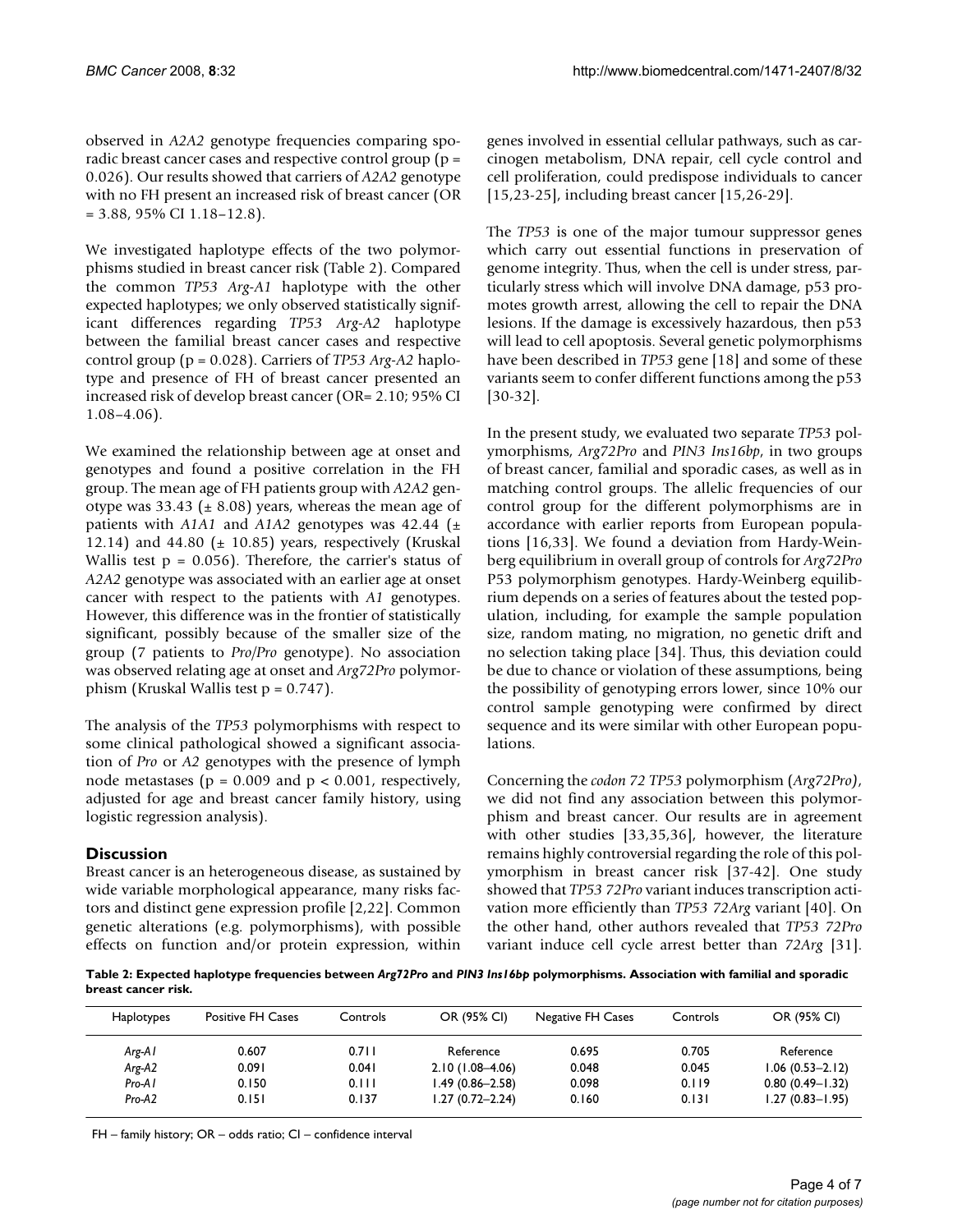observed in *A2A2* genotype frequencies comparing sporadic breast cancer cases and respective control group ($p = 0.026$). Our results showed that carriers of *A2A2* genotype with no FH present an increased risk of breast cancer (OR = 3.88, 95% CI 1.18–12.8).

We investigated haplotype effects of the two polymorphisms studied in breast cancer risk (Table 2). Compared the common *TP53 Arg-A1* haplotype with the other expected haplotypes; we only observed statistically significant differences regarding *TP53 Arg-A2* haplotype between the familial breast cancer cases and respective control group ($p = 0.028$). Carriers of *TP53 Arg-A2* haplotype and presence of FH of breast cancer presented an increased risk of develop breast cancer (OR= 2.10; 95% CI 1.08–4.06).

We examined the relationship between age at onset and genotypes and found a positive correlation in the FH group. The mean age of FH patients group with *A2A2* genotype was 33.43 ($\pm$ 8.08) years, whereas the mean age of patients with *A1A1* and *A1A2* genotypes was 42.44 ($\pm$ 12.14) and 44.80 ($\pm$ 10.85) years, respectively (Kruskal Wallis test $p = 0.056$). Therefore, the carrier's status of *A2A2* genotype was associated with an earlier age at onset cancer with respect to the patients with *A1* genotypes. However, this difference was in the frontier of statistically significant, possibly because of the smaller size of the group (7 patients to *Pro/Pro* genotype). No association was observed relating age at onset and *Arg72Pro* polymorphism (Kruskal Wallis test $p = 0.747$).

The analysis of the *TP53* polymorphisms with respect to some clinical pathological showed a significant association of *Pro* or *A2* genotypes with the presence of lymph node metastases ($p = 0.009$ and $p < 0.001$, respectively, adjusted for age and breast cancer family history, using logistic regression analysis).

## Discussion

Breast cancer is an heterogeneous disease, as sustained by wide variable morphological appearance, many risks factors and distinct gene expression profile [2,22]. Common genetic alterations (e.g. polymorphisms), with possible effects on function and/or protein expression, within genes involved in essential cellular pathways, such as carcinogen metabolism, DNA repair, cell cycle control and cell proliferation, could predispose individuals to cancer [15,23-25], including breast cancer [15,26-29].

The *TP53* is one of the major tumour suppressor genes which carry out essential functions in preservation of genome integrity. Thus, when the cell is under stress, particularly stress which will involve DNA damage, p53 promotes growth arrest, allowing the cell to repair the DNA lesions. If the damage is excessively hazardous, then p53 will lead to cell apoptosis. Several genetic polymorphisms have been described in *TP53* gene [18] and some of these variants seem to confer different functions among the p53 [30-32].

In the present study, we evaluated two separate *TP53* polymorphisms, *Arg72Pro* and *PIN3 Ins16bp*, in two groups of breast cancer, familial and sporadic cases, as well as in matching control groups. The allelic frequencies of our control group for the different polymorphisms are in accordance with earlier reports from European populations [16,33]. We found a deviation from Hardy-Weinberg equilibrium in overall group of controls for *Arg72Pro* P53 polymorphism genotypes. Hardy-Weinberg equilibrium depends on a series of features about the tested population, including, for example the sample population size, random mating, no migration, no genetic drift and no selection taking place [34]. Thus, this deviation could be due to chance or violation of these assumptions, being the possibility of genotyping errors lower, since 10% our control sample genotyping were confirmed by direct sequence and its were similar with other European populations.

Concerning the *codon 72 TP53* polymorphism (*Arg72Pro)*, we did not find any association between this polymorphism and breast cancer. Our results are in agreement with other studies [33,35,36], however, the literature remains highly controversial regarding the role of this polymorphism in breast cancer risk [37-42]. One study showed that *TP53 72Pro* variant induces transcription activation more efficiently than *TP53 72Arg* variant [40]. On the other hand, other authors revealed that *TP53 72Pro* variant induce cell cycle arrest better than *72Arg* [31].

**Table 2: Expected haplotype frequencies between *Arg72Pro* and *PIN3 Ins16bp* polymorphisms. Association with familial and sporadic breast cancer risk.**

| Haplotypes | Positive FH Cases | Controls | OR (95% CI) | Negative FH Cases | Controls | OR (95% CI) |
|---|---|---|---|---|---|---|
| *Arg-A1* | 0.607 | 0.711 | Reference | 0.695 | 0.705 | Reference |
| *Arg-A2* | 0.091 | 0.041 | 2.10 (1.08–4.06) | 0.048 | 0.045 | 1.06 (0.53–2.12) |
| *Pro-A1* | 0.150 | 0.111 | 1.49 (0.86–2.58) | 0.098 | 0.119 | 0.80 (0.49–1.32) |
| *Pro-A2* | 0.151 | 0.137 | 1.27 (0.72–2.24) | 0.160 | 0.131 | 1.27 (0.83–1.95) |

FH – family history; OR – odds ratio; CI – confidence interval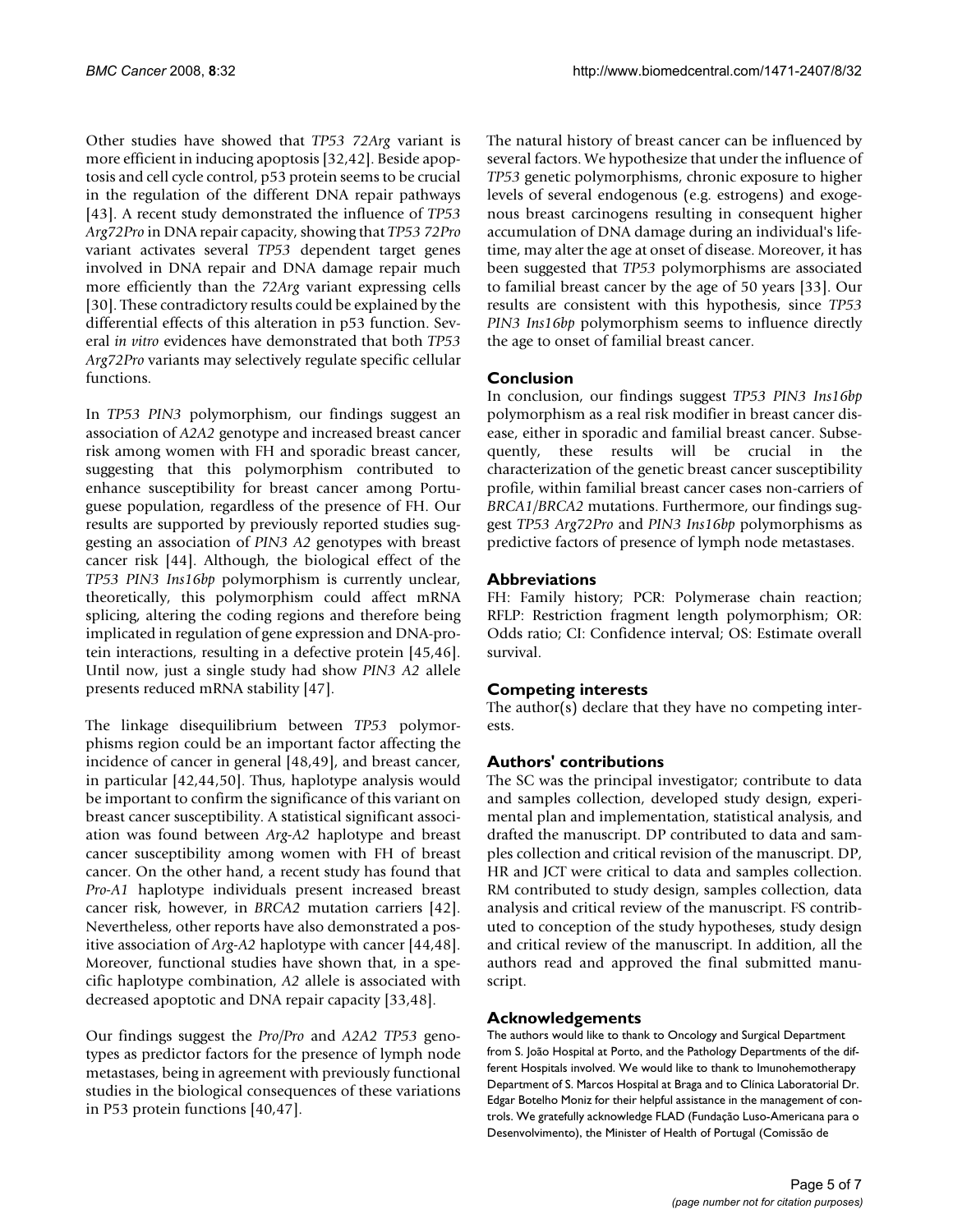Other studies have showed that *TP53 72Arg* variant is more efficient in inducing apoptosis [32,42]. Beside apoptosis and cell cycle control, p53 protein seems to be crucial in the regulation of the different DNA repair pathways [43]. A recent study demonstrated the influence of *TP53 Arg72Pro* in DNA repair capacity, showing that *TP53 72Pro* variant activates several *TP53* dependent target genes involved in DNA repair and DNA damage repair much more efficiently than the *72Arg* variant expressing cells [30]. These contradictory results could be explained by the differential effects of this alteration in p53 function. Several *in vitro* evidences have demonstrated that both *TP53 Arg72Pro* variants may selectively regulate specific cellular functions.

In *TP53 PIN3* polymorphism, our findings suggest an association of *A2A2* genotype and increased breast cancer risk among women with FH and sporadic breast cancer, suggesting that this polymorphism contributed to enhance susceptibility for breast cancer among Portuguese population, regardless of the presence of FH. Our results are supported by previously reported studies suggesting an association of *PIN3 A2* genotypes with breast cancer risk [44]. Although, the biological effect of the *TP53 PIN3 Ins16bp* polymorphism is currently unclear, theoretically, this polymorphism could affect mRNA splicing, altering the coding regions and therefore being implicated in regulation of gene expression and DNA-protein interactions, resulting in a defective protein [45,46]. Until now, just a single study had show *PIN3 A2* allele presents reduced mRNA stability [47].

The linkage disequilibrium between *TP53* polymorphisms region could be an important factor affecting the incidence of cancer in general [48,49], and breast cancer, in particular [42,44,50]. Thus, haplotype analysis would be important to confirm the significance of this variant on breast cancer susceptibility. A statistical significant association was found between *Arg-A2* haplotype and breast cancer susceptibility among women with FH of breast cancer. On the other hand, a recent study has found that *Pro-A1* haplotype individuals present increased breast cancer risk, however, in *BRCA2* mutation carriers [42]. Nevertheless, other reports have also demonstrated a positive association of *Arg-A2* haplotype with cancer [44,48]. Moreover, functional studies have shown that, in a specific haplotype combination, *A2* allele is associated with decreased apoptotic and DNA repair capacity [33,48].

Our findings suggest the *Pro/Pro* and *A2A2 TP53* genotypes as predictor factors for the presence of lymph node metastases, being in agreement with previously functional studies in the biological consequences of these variations in P53 protein functions [40,47].

The natural history of breast cancer can be influenced by several factors. We hypothesize that under the influence of *TP53* genetic polymorphisms, chronic exposure to higher levels of several endogenous (e.g. estrogens) and exogenous breast carcinogens resulting in consequent higher accumulation of DNA damage during an individual's lifetime, may alter the age at onset of disease. Moreover, it has been suggested that *TP53* polymorphisms are associated to familial breast cancer by the age of 50 years [33]. Our results are consistent with this hypothesis, since *TP53 PIN3 Ins16bp* polymorphism seems to influence directly the age to onset of familial breast cancer.

## Conclusion

In conclusion, our findings suggest *TP53 PIN3 Ins16bp* polymorphism as a real risk modifier in breast cancer disease, either in sporadic and familial breast cancer. Subsequently, these results will be crucial in the characterization of the genetic breast cancer susceptibility profile, within familial breast cancer cases non-carriers of *BRCA1/BRCA2* mutations. Furthermore, our findings suggest *TP53 Arg72Pro* and *PIN3 Ins16bp* polymorphisms as predictive factors of presence of lymph node metastases.

## Abbreviations

FH: Family history; PCR: Polymerase chain reaction; RFLP: Restriction fragment length polymorphism; OR: Odds ratio; CI: Confidence interval; OS: Estimate overall survival.

## Competing interests

The author(s) declare that they have no competing interests.

## Authors' contributions

The SC was the principal investigator; contribute to data and samples collection, developed study design, experimental plan and implementation, statistical analysis, and drafted the manuscript. DP contributed to data and samples collection and critical revision of the manuscript. DP, HR and JCT were critical to data and samples collection. RM contributed to study design, samples collection, data analysis and critical review of the manuscript. FS contributed to conception of the study hypotheses, study design and critical review of the manuscript. In addition, all the authors read and approved the final submitted manuscript.

## Acknowledgements

The authors would like to thank to Oncology and Surgical Department from S. João Hospital at Porto, and the Pathology Departments of the different Hospitals involved. We would like to thank to Imunohemotherapy Department of S. Marcos Hospital at Braga and to Clínica Laboratorial Dr. Edgar Botelho Moniz for their helpful assistance in the management of controls. We gratefully acknowledge FLAD (Fundação Luso-Americana para o Desenvolvimento), the Minister of Health of Portugal (Comissão de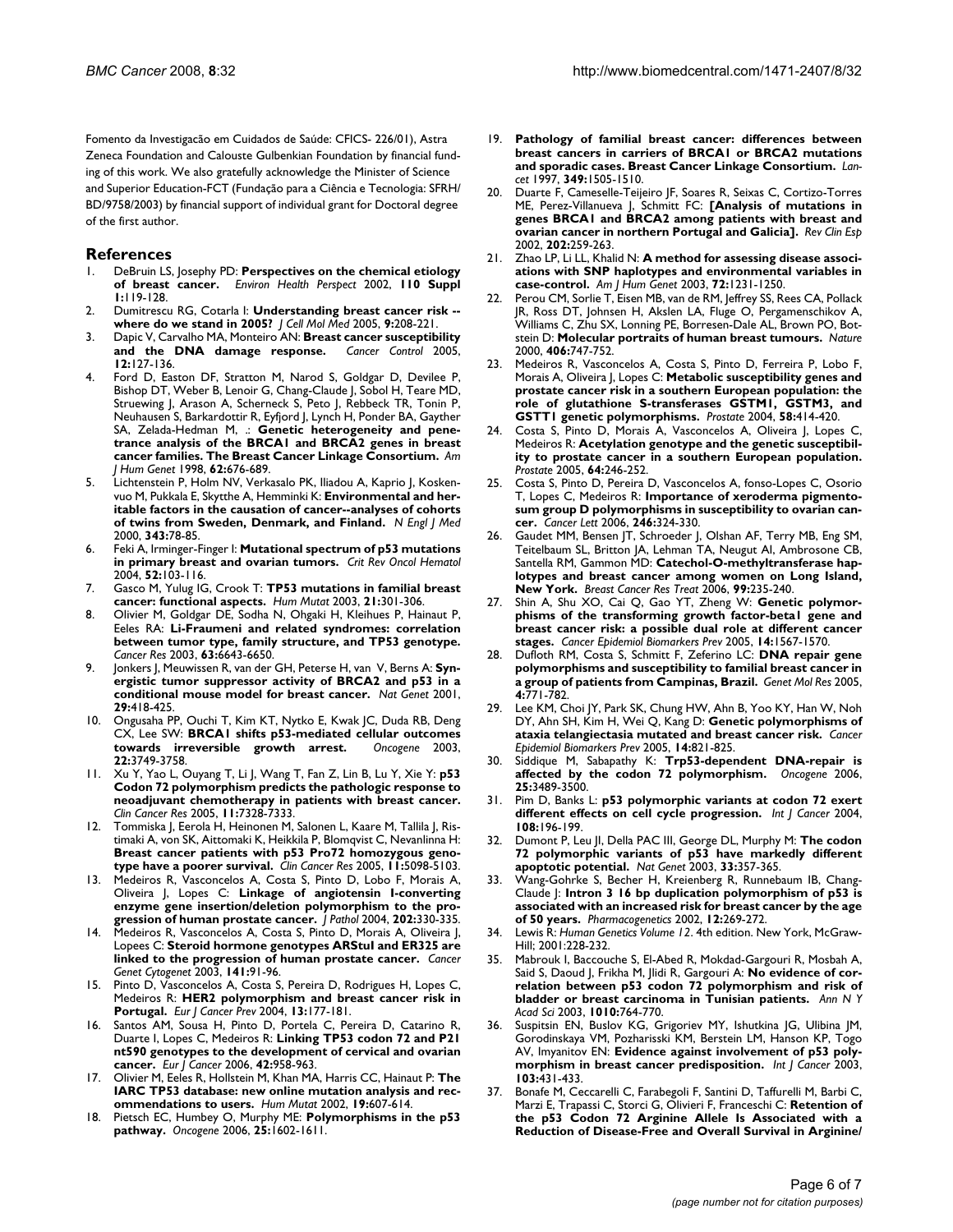Fomento da Investigacão em Cuidados de Saúde: CFICS- 226/01), Astra Zeneca Foundation and Calouste Gulbenkian Foundation by financial funding of this work. We also gratefully acknowledge the Minister of Science and Superior Education-FCT (Fundação para a Ciência e Tecnologia: SFRH/BD/9758/2003) by financial support of individual grant for Doctoral degree of the first author.

## References

1. DeBruin LS, Josephy PD: **Perspectives on the chemical etiology of breast cancer.** *Environ Health Perspect* 2002, **110 Suppl 1:**119-128.
2. Dumitrescu RG, Cotarla I: **Understanding breast cancer risk -- where do we stand in 2005?** *J Cell Mol Med* 2005, **9:**208-221.
3. Dapic V, Carvalho MA, Monteiro AN: **Breast cancer susceptibility and the DNA damage response.** *Cancer Control* 2005, **12:**127-136.
4. Ford D, Easton DF, Stratton M, Narod S, Goldgar D, Devilee P, Bishop DT, Weber B, Lenoir G, Chang-Claude J, Sobol H, Teare MD, Struewing J, Arason A, Scherneck S, Peto J, Rebbeck TR, Tonin P, Neuhausen S, Barkardottir R, Eyfjord J, Lynch H, Ponder BA, Gayther SA, Zelada-Hedman M, .: **Genetic heterogeneity and penetrance analysis of the BRCA1 and BRCA2 genes in breast cancer families. The Breast Cancer Linkage Consortium.** *Am J Hum Genet* 1998, **62:**676-689.
5. Lichtenstein P, Holm NV, Verkasalo PK, Iliadou A, Kaprio J, Koskenvuo M, Pukkala E, Skytthe A, Hemminki K: **Environmental and heritable factors in the causation of cancer--analyses of cohorts of twins from Sweden, Denmark, and Finland.** *N Engl J Med* 2000, **343:**78-85.
6. Feki A, Irminger-Finger I: **Mutational spectrum of p53 mutations in primary breast and ovarian tumors.** *Crit Rev Oncol Hematol* 2004, **52:**103-116.
7. Gasco M, Yulug IG, Crook T: **TP53 mutations in familial breast cancer: functional aspects.** *Hum Mutat* 2003, **21:**301-306.
8. Olivier M, Goldgar DE, Sodha N, Ohgaki H, Kleihues P, Hainaut P, Eeles RA: **Li-Fraumeni and related syndromes: correlation between tumor type, family structure, and TP53 genotype.** *Cancer Res* 2003, **63:**6643-6650.
9. Jonkers J, Meuwissen R, van der GH, Peterse H, van V, Berns A: **Synergistic tumor suppressor activity of BRCA2 and p53 in a conditional mouse model for breast cancer.** *Nat Genet* 2001, **29:**418-425.
10. Ongusaha PP, Ouchi T, Kim KT, Nytko E, Kwak JC, Duda RB, Deng CX, Lee SW: **BRCA1 shifts p53-mediated cellular outcomes towards irreversible growth arrest.** *Oncogene* 2003, **22:**3749-3758.
11. Xu Y, Yao L, Ouyang T, Li J, Wang T, Fan Z, Lin B, Lu Y, Xie Y: **p53 Codon 72 polymorphism predicts the pathologic response to neoadjuvant chemotherapy in patients with breast cancer.** *Clin Cancer Res* 2005, **11:**7328-7333.
12. Tommiska J, Eerola H, Heinonen M, Salonen L, Kaare M, Tallila J, Ristimaki A, von SK, Aittomaki K, Heikkila P, Blomqvist C, Nevanlinna H: **Breast cancer patients with p53 Pro72 homozygous genotype have a poorer survival.** *Clin Cancer Res* 2005, **11:**5098-5103.
13. Medeiros R, Vasconcelos A, Costa S, Pinto D, Lobo F, Morais A, Oliveira J, Lopes C: **Linkage of angiotensin I-converting enzyme gene insertion/deletion polymorphism to the progression of human prostate cancer.** *J Pathol* 2004, **202:**330-335.
14. Medeiros R, Vasconcelos A, Costa S, Pinto D, Morais A, Oliveira J, Lopees C: **Steroid hormone genotypes ARStuI and ER325 are linked to the progression of human prostate cancer.** *Cancer Genet Cytogenet* 2003, **141:**91-96.
15. Pinto D, Vasconcelos A, Costa S, Pereira D, Rodrigues H, Lopes C, Medeiros R: **HER2 polymorphism and breast cancer risk in Portugal.** *Eur J Cancer Prev* 2004, **13:**177-181.
16. Santos AM, Sousa H, Pinto D, Portela C, Pereira D, Catarino R, Duarte I, Lopes C, Medeiros R: **Linking TP53 codon 72 and P21 nt590 genotypes to the development of cervical and ovarian cancer.** *Eur J Cancer* 2006, **42:**958-963.
17. Olivier M, Eeles R, Hollstein M, Khan MA, Harris CC, Hainaut P: **The IARC TP53 database: new online mutation analysis and recommendations to users.** *Hum Mutat* 2002, **19:**607-614.
18. Pietsch EC, Humbey O, Murphy ME: **Polymorphisms in the p53 pathway.** *Oncogene* 2006, **25:**1602-1611.
19. **Pathology of familial breast cancer: differences between breast cancers in carriers of BRCA1 or BRCA2 mutations and sporadic cases. Breast Cancer Linkage Consortium.** *Lancet* 1997, **349:**1505-1510.
20. Duarte F, Cameselle-Teijeiro JF, Soares R, Seixas C, Cortizo-Torres ME, Perez-Villanueva J, Schmitt FC: **[Analysis of mutations in genes BRCA1 and BRCA2 among patients with breast and ovarian cancer in northern Portugal and Galicia].** *Rev Clin Esp* 2002, **202:**259-263.
21. Zhao LP, Li LL, Khalid N: **A method for assessing disease associations with SNP haplotypes and environmental variables in case-control.** *Am J Hum Genet* 2003, **72:**1231-1250.
22. Perou CM, Sorlie T, Eisen MB, van de RM, Jeffrey SS, Rees CA, Pollack JR, Ross DT, Johnsen H, Akslen LA, Fluge O, Pergamenschikov A, Williams C, Zhu SX, Lonning PE, Borresen-Dale AL, Brown PO, Botstein D: **Molecular portraits of human breast tumours.** *Nature* 2000, **406:**747-752.
23. Medeiros R, Vasconcelos A, Costa S, Pinto D, Ferreira P, Lobo F, Morais A, Oliveira J, Lopes C: **Metabolic susceptibility genes and prostate cancer risk in a southern European population: the role of glutathione S-transferases GSTM1, GSTM3, and GSTT1 genetic polymorphisms.** *Prostate* 2004, **58:**414-420.
24. Costa S, Pinto D, Morais A, Vasconcelos A, Oliveira J, Lopes C, Medeiros R: **Acetylation genotype and the genetic susceptibility to prostate cancer in a southern European population.** *Prostate* 2005, **64:**246-252.
25. Costa S, Pinto D, Pereira D, Vasconcelos A, fonso-Lopes C, Osorio T, Lopes C, Medeiros R: **Importance of xeroderma pigmentosum group D polymorphisms in susceptibility to ovarian cancer.** *Cancer Lett* 2006, **246:**324-330.
26. Gaudet MM, Bensen JT, Schroeder J, Olshan AF, Terry MB, Eng SM, Teitelbaum SL, Britton JA, Lehman TA, Neugut AI, Ambrosone CB, Santella RM, Gammon MD: **Catechol-O-methyltransferase haplotypes and breast cancer among women on Long Island, New York.** *Breast Cancer Res Treat* 2006, **99:**235-240.
27. Shin A, Shu XO, Cai Q, Gao YT, Zheng W: **Genetic polymorphisms of the transforming growth factor-beta1 gene and breast cancer risk: a possible dual role at different cancer stages.** *Cancer Epidemiol Biomarkers Prev* 2005, **14:**1567-1570.
28. Dufloth RM, Costa S, Schmitt F, Zeferino LC: **DNA repair gene polymorphisms and susceptibility to familial breast cancer in a group of patients from Campinas, Brazil.** *Genet Mol Res* 2005, **4:**771-782.
29. Lee KM, Choi JY, Park SK, Chung HW, Ahn B, Yoo KY, Han W, Noh DY, Ahn SH, Kim H, Wei Q, Kang D: **Genetic polymorphisms of ataxia telangiectasia mutated and breast cancer risk.** *Cancer Epidemiol Biomarkers Prev* 2005, **14:**821-825.
30. Siddique M, Sabapathy K: **Trp53-dependent DNA-repair is affected by the codon 72 polymorphism.** *Oncogene* 2006, **25:**3489-3500.
31. Pim D, Banks L: **p53 polymorphic variants at codon 72 exert different effects on cell cycle progression.** *Int J Cancer* 2004, **108:**196-199.
32. Dumont P, Leu JI, Della PAC III, George DL, Murphy M: **The codon 72 polymorphic variants of p53 have markedly different apoptotic potential.** *Nat Genet* 2003, **33:**357-365.
33. Wang-Gohrke S, Becher H, Kreienberg R, Runnebaum IB, Chang-Claude J: **Intron 3 16 bp duplication polymorphism of p53 is associated with an increased risk for breast cancer by the age of 50 years.** *Pharmacogenetics* 2002, **12:**269-272.
34. Lewis R: *Human Genetics Volume 12*. 4th edition. New York, McGraw-Hill; 2001:228-232.
35. Mabrouk I, Baccouche S, El-Abed R, Mokdad-Gargouri R, Mosbah A, Said S, Daoud J, Frikha M, Jlidi R, Gargouri A: **No evidence of correlation between p53 codon 72 polymorphism and risk of bladder or breast carcinoma in Tunisian patients.** *Ann N Y Acad Sci* 2003, **1010:**764-770.
36. Suspitsin EN, Buslov KG, Grigoriev MY, Ishutkina JG, Ulibina JM, Gorodinskaya VM, Pozharisski KM, Berstein LM, Hanson KP, Togo AV, Imyanitov EN: **Evidence against involvement of p53 polymorphism in breast cancer predisposition.** *Int J Cancer* 2003, **103:**431-433.
37. Bonafe M, Ceccarelli C, Farabegoli F, Santini D, Taffurelli M, Barbi C, Marzi E, Trapassi C, Storci G, Olivieri F, Franceschi C: **Retention of the p53 Codon 72 Arginine Allele Is Associated with a Reduction of Disease-Free and Overall Survival in Arginine/**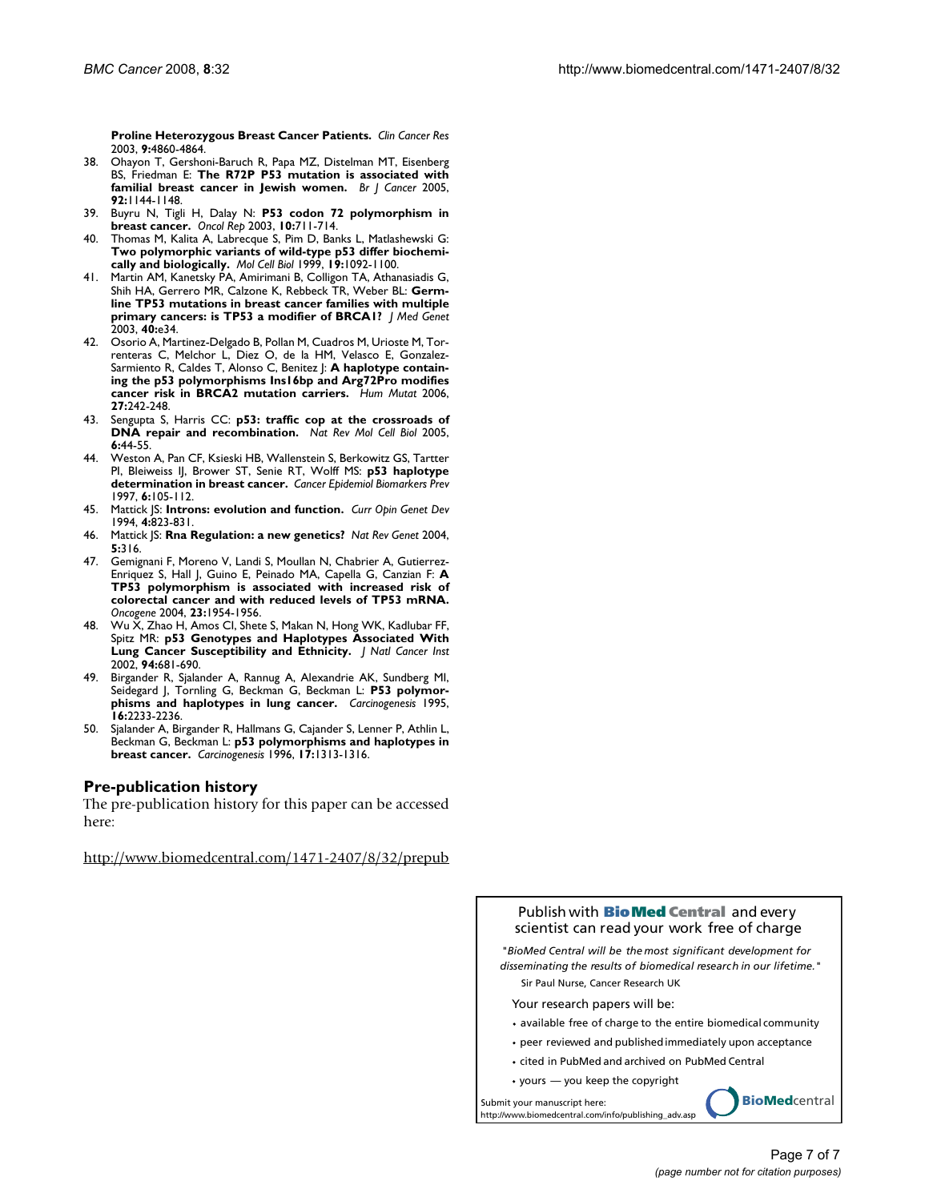**Proline Heterozygous Breast Cancer Patients.** *Clin Cancer Res* 2003, **9:**4860-4864.

38. Ohayon T, Gershoni-Baruch R, Papa MZ, Distelman MT, Eisenberg BS, Friedman E: **The R72P P53 mutation is associated with familial breast cancer in Jewish women.** *Br J Cancer* 2005, **92:**1144-1148.
39. Buyru N, Tigli H, Dalay N: **P53 codon 72 polymorphism in breast cancer.** *Oncol Rep* 2003, **10:**711-714.
40. Thomas M, Kalita A, Labrecque S, Pim D, Banks L, Matlashewski G: **Two polymorphic variants of wild-type p53 differ biochemically and biologically.** *Mol Cell Biol* 1999, **19:**1092-1100.
41. Martin AM, Kanetsky PA, Amirimani B, Colligon TA, Athanasiadis G, Shih HA, Gerrero MR, Calzone K, Rebbeck TR, Weber BL: **Germline TP53 mutations in breast cancer families with multiple primary cancers: is TP53 a modifier of BRCA1?** *J Med Genet* 2003, **40:**e34.
42. Osorio A, Martinez-Delgado B, Pollan M, Cuadros M, Urioste M, Torrenteras C, Melchor L, Diez O, de la HM, Velasco E, Gonzalez-Sarmiento R, Caldes T, Alonso C, Benitez J: **A haplotype containing the p53 polymorphisms Ins16bp and Arg72Pro modifies cancer risk in BRCA2 mutation carriers.** *Hum Mutat* 2006, **27:**242-248.
43. Sengupta S, Harris CC: **p53: traffic cop at the crossroads of DNA repair and recombination.** *Nat Rev Mol Cell Biol* 2005, **6:**44-55.
44. Weston A, Pan CF, Ksieski HB, Wallenstein S, Berkowitz GS, Tartter PI, Bleiweiss IJ, Brower ST, Senie RT, Wolff MS: **p53 haplotype determination in breast cancer.** *Cancer Epidemiol Biomarkers Prev* 1997, **6:**105-112.
45. Mattick JS: **Introns: evolution and function.** *Curr Opin Genet Dev* 1994, **4:**823-831.
46. Mattick JS: **Rna Regulation: a new genetics?** *Nat Rev Genet* 2004, **5:**316.
47. Gemignani F, Moreno V, Landi S, Moullan N, Chabrier A, Gutierrez-Enriquez S, Hall J, Guino E, Peinado MA, Capella G, Canzian F: **A TP53 polymorphism is associated with increased risk of colorectal cancer and with reduced levels of TP53 mRNA.** *Oncogene* 2004, **23:**1954-1956.
48. Wu X, Zhao H, Amos CI, Shete S, Makan N, Hong WK, Kadlubar FF, Spitz MR: **p53 Genotypes and Haplotypes Associated With Lung Cancer Susceptibility and Ethnicity.** *J Natl Cancer Inst* 2002, **94:**681-690.
49. Birgander R, Sjalander A, Rannug A, Alexandrie AK, Sundberg MI, Seidegard J, Tornling G, Beckman G, Beckman L: **P53 polymorphisms and haplotypes in lung cancer.** *Carcinogenesis* 1995, **16:**2233-2236.
50. Sjalander A, Birgander R, Hallmans G, Cajander S, Lenner P, Athlin L, Beckman G, Beckman L: **p53 polymorphisms and haplotypes in breast cancer.** *Carcinogenesis* 1996, **17:**1313-1316.

## Pre-publication history

The pre-publication history for this paper can be accessed here:

http://www.biomedcentral.com/1471-2407/8/32/prepub

Publish with **BioMed Central** and every scientist can read your work free of charge

*"BioMed Central will be the most significant development for disseminating the results of biomedical research in our lifetime."*

Sir Paul Nurse, Cancer Research UK

Your research papers will be:

- available free of charge to the entire biomedical community
- peer reviewed and published immediately upon acceptance
- cited in PubMed and archived on PubMed Central
- yours — you keep the copyright

Submit your manuscript here:
http://www.biomedcentral.com/info/publishing_adv.asp

BioMedcentral